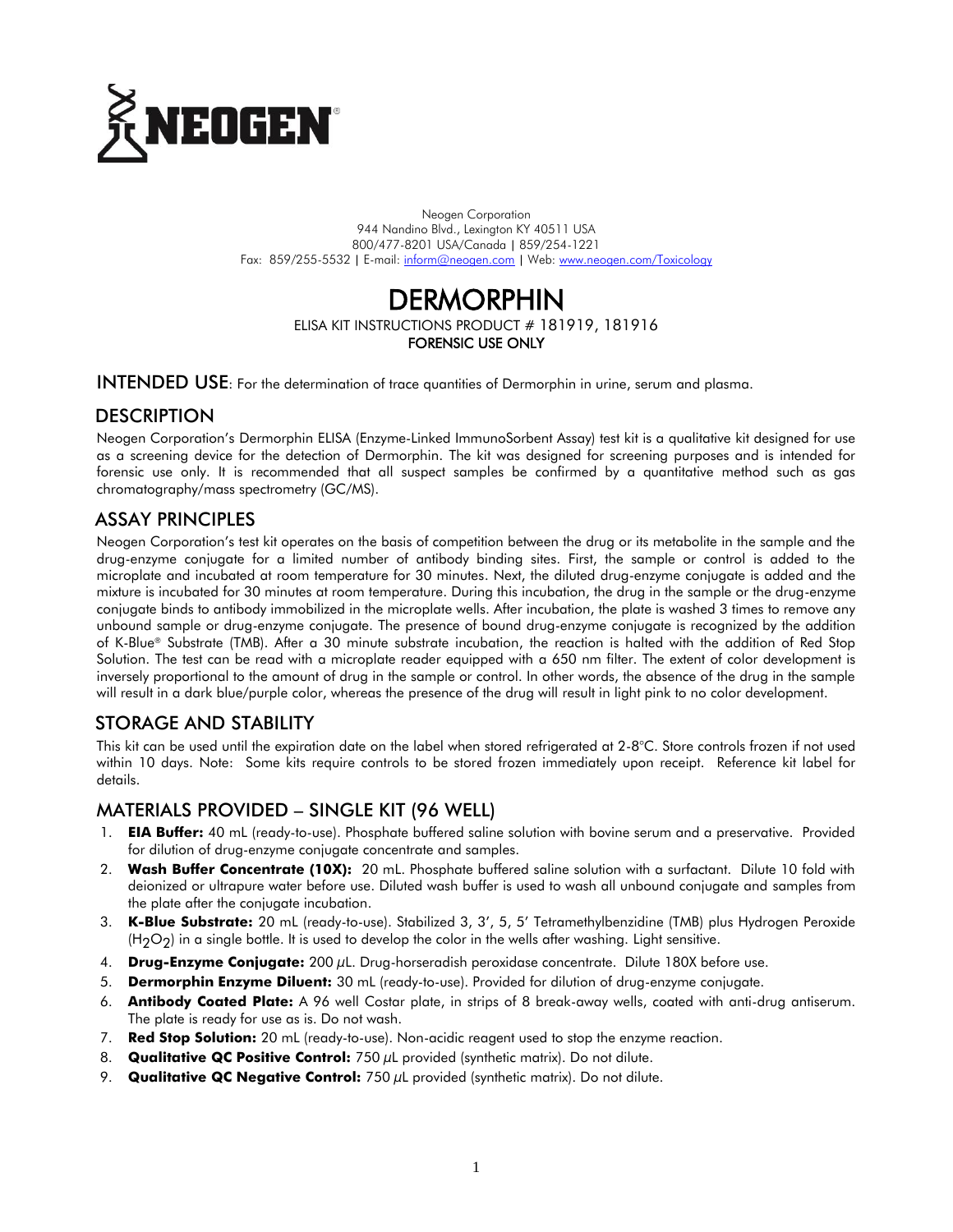NEOGEN®

Neogen Corporation
944 Nandino Blvd., Lexington KY 40511 USA
800/477-8201 USA/Canada | 859/254-1221
Fax: 859/255-5532 | E-mail: inform@neogen.com | Web: www.neogen.com/Toxicology

# DERMORPHIN

ELISA KIT INSTRUCTIONS PRODUCT # 181919, 181916

**FORENSIC USE ONLY**

## INTENDED USE

For the determination of trace quantities of Dermorphin in urine, serum and plasma.

## DESCRIPTION

Neogen Corporation's Dermorphin ELISA (Enzyme-Linked ImmunoSorbent Assay) test kit is a qualitative kit designed for use as a screening device for the detection of Dermorphin. The kit was designed for screening purposes and is intended for forensic use only. It is recommended that all suspect samples be confirmed by a quantitative method such as gas chromatography/mass spectrometry (GC/MS).

## ASSAY PRINCIPLES

Neogen Corporation's test kit operates on the basis of competition between the drug or its metabolite in the sample and the drug-enzyme conjugate for a limited number of antibody binding sites. First, the sample or control is added to the microplate and incubated at room temperature for 30 minutes. Next, the diluted drug-enzyme conjugate is added and the mixture is incubated for 30 minutes at room temperature. During this incubation, the drug in the sample or the drug-enzyme conjugate binds to antibody immobilized in the microplate wells. After incubation, the plate is washed 3 times to remove any unbound sample or drug-enzyme conjugate. The presence of bound drug-enzyme conjugate is recognized by the addition of K-Blue® Substrate (TMB). After a 30 minute substrate incubation, the reaction is halted with the addition of Red Stop Solution. The test can be read with a microplate reader equipped with a 650 nm filter. The extent of color development is inversely proportional to the amount of drug in the sample or control. In other words, the absence of the drug in the sample will result in a dark blue/purple color, whereas the presence of the drug will result in light pink to no color development.

## STORAGE AND STABILITY

This kit can be used until the expiration date on the label when stored refrigerated at 2-8°C. Store controls frozen if not used within 10 days. Note: Some kits require controls to be stored frozen immediately upon receipt. Reference kit label for details.

## MATERIALS PROVIDED – SINGLE KIT (96 WELL)

1. **EIA Buffer:** 40 mL (ready-to-use). Phosphate buffered saline solution with bovine serum and a preservative. Provided for dilution of drug-enzyme conjugate concentrate and samples.
2. **Wash Buffer Concentrate (10X):** 20 mL. Phosphate buffered saline solution with a surfactant. Dilute 10 fold with deionized or ultrapure water before use. Diluted wash buffer is used to wash all unbound conjugate and samples from the plate after the conjugate incubation.
3. **K-Blue Substrate:** 20 mL (ready-to-use). Stabilized 3, 3′, 5, 5′ Tetramethylbenzidine (TMB) plus Hydrogen Peroxide ($H_2O_2$) in a single bottle. It is used to develop the color in the wells after washing. Light sensitive.
4. **Drug-Enzyme Conjugate:** 200 µL. Drug-horseradish peroxidase concentrate. Dilute 180X before use.
5. **Dermorphin Enzyme Diluent:** 30 mL (ready-to-use). Provided for dilution of drug-enzyme conjugate.
6. **Antibody Coated Plate:** A 96 well Costar plate, in strips of 8 break-away wells, coated with anti-drug antiserum. The plate is ready for use as is. Do not wash.
7. **Red Stop Solution:** 20 mL (ready-to-use). Non-acidic reagent used to stop the enzyme reaction.
8. **Qualitative QC Positive Control:** 750 µL provided (synthetic matrix). Do not dilute.
9. **Qualitative QC Negative Control:** 750 µL provided (synthetic matrix). Do not dilute.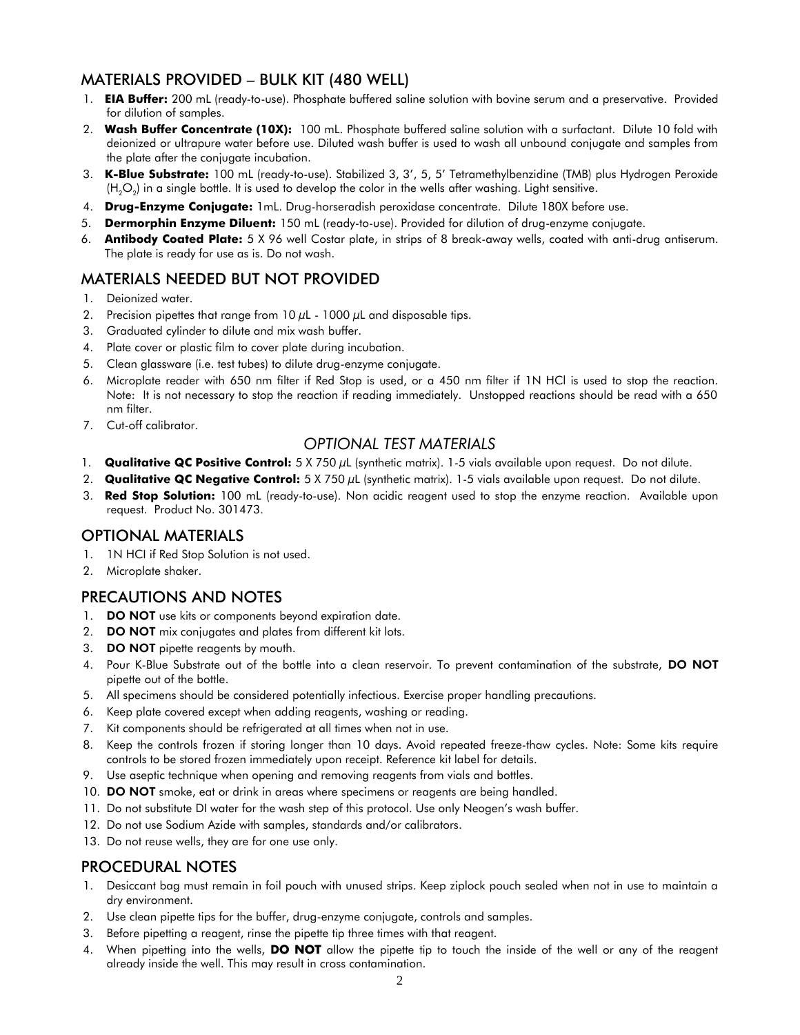## MATERIALS PROVIDED – BULK KIT (480 WELL)

1. **EIA Buffer:** 200 mL (ready-to-use). Phosphate buffered saline solution with bovine serum and a preservative. Provided for dilution of samples.
2. **Wash Buffer Concentrate (10X):** 100 mL. Phosphate buffered saline solution with a surfactant. Dilute 10 fold with deionized or ultrapure water before use. Diluted wash buffer is used to wash all unbound conjugate and samples from the plate after the conjugate incubation.
3. **K-Blue Substrate:** 100 mL (ready-to-use). Stabilized 3, 3', 5, 5' Tetramethylbenzidine (TMB) plus Hydrogen Peroxide ($H_2O_2$) in a single bottle. It is used to develop the color in the wells after washing. Light sensitive.
4. **Drug-Enzyme Conjugate:** 1mL. Drug-horseradish peroxidase concentrate. Dilute 180X before use.
5. **Dermorphin Enzyme Diluent:** 150 mL (ready-to-use). Provided for dilution of drug-enzyme conjugate.
6. **Antibody Coated Plate:** 5 X 96 well Costar plate, in strips of 8 break-away wells, coated with anti-drug antiserum. The plate is ready for use as is. Do not wash.

## MATERIALS NEEDED BUT NOT PROVIDED

1. Deionized water.
2. Precision pipettes that range from 10 µL - 1000 µL and disposable tips.
3. Graduated cylinder to dilute and mix wash buffer.
4. Plate cover or plastic film to cover plate during incubation.
5. Clean glassware (i.e. test tubes) to dilute drug-enzyme conjugate.
6. Microplate reader with 650 nm filter if Red Stop is used, or a 450 nm filter if 1N HCl is used to stop the reaction. Note: It is not necessary to stop the reaction if reading immediately. Unstopped reactions should be read with a 650 nm filter.
7. Cut-off calibrator.

### *OPTIONAL TEST MATERIALS*

1. **Qualitative QC Positive Control:** 5 X 750 µL (synthetic matrix). 1-5 vials available upon request. Do not dilute.
2. **Qualitative QC Negative Control:** 5 X 750 µL (synthetic matrix). 1-5 vials available upon request. Do not dilute.
3. **Red Stop Solution:** 100 mL (ready-to-use). Non acidic reagent used to stop the enzyme reaction. Available upon request. Product No. 301473.

## OPTIONAL MATERIALS

1. 1N HCl if Red Stop Solution is not used.
2. Microplate shaker.

## PRECAUTIONS AND NOTES

1. **DO NOT** use kits or components beyond expiration date.
2. **DO NOT** mix conjugates and plates from different kit lots.
3. **DO NOT** pipette reagents by mouth.
4. Pour K-Blue Substrate out of the bottle into a clean reservoir. To prevent contamination of the substrate, **DO NOT** pipette out of the bottle.
5. All specimens should be considered potentially infectious. Exercise proper handling precautions.
6. Keep plate covered except when adding reagents, washing or reading.
7. Kit components should be refrigerated at all times when not in use.
8. Keep the controls frozen if storing longer than 10 days. Avoid repeated freeze-thaw cycles. Note: Some kits require controls to be stored frozen immediately upon receipt. Reference kit label for details.
9. Use aseptic technique when opening and removing reagents from vials and bottles.
10. **DO NOT** smoke, eat or drink in areas where specimens or reagents are being handled.
11. Do not substitute DI water for the wash step of this protocol. Use only Neogen's wash buffer.
12. Do not use Sodium Azide with samples, standards and/or calibrators.
13. Do not reuse wells, they are for one use only.

## PROCEDURAL NOTES

1. Desiccant bag must remain in foil pouch with unused strips. Keep ziplock pouch sealed when not in use to maintain a dry environment.
2. Use clean pipette tips for the buffer, drug-enzyme conjugate, controls and samples.
3. Before pipetting a reagent, rinse the pipette tip three times with that reagent.
4. When pipetting into the wells, **DO NOT** allow the pipette tip to touch the inside of the well or any of the reagent already inside the well. This may result in cross contamination.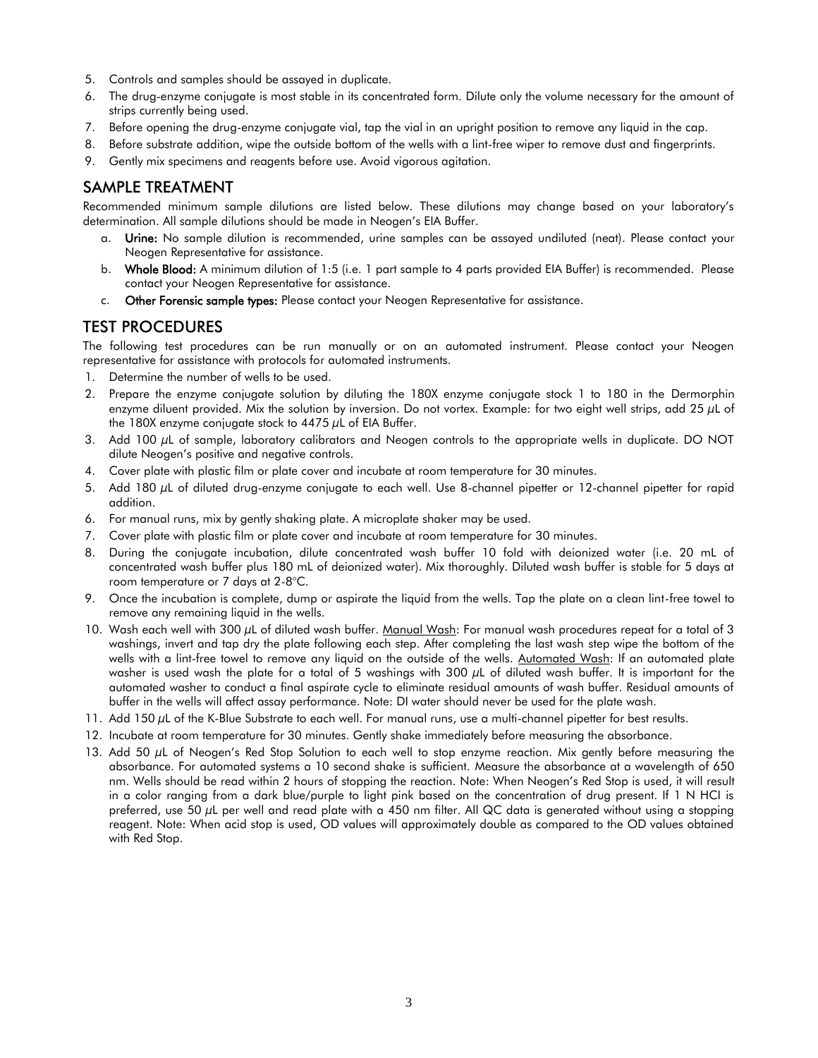5. Controls and samples should be assayed in duplicate.
6. The drug-enzyme conjugate is most stable in its concentrated form. Dilute only the volume necessary for the amount of strips currently being used.
7. Before opening the drug-enzyme conjugate vial, tap the vial in an upright position to remove any liquid in the cap.
8. Before substrate addition, wipe the outside bottom of the wells with a lint-free wiper to remove dust and fingerprints.
9. Gently mix specimens and reagents before use. Avoid vigorous agitation.

## SAMPLE TREATMENT

Recommended minimum sample dilutions are listed below. These dilutions may change based on your laboratory's determination. All sample dilutions should be made in Neogen's EIA Buffer.

a. **Urine:** No sample dilution is recommended, urine samples can be assayed undiluted (neat). Please contact your Neogen Representative for assistance.
b. **Whole Blood:** A minimum dilution of 1:5 (i.e. 1 part sample to 4 parts provided EIA Buffer) is recommended. Please contact your Neogen Representative for assistance.
c. **Other Forensic sample types:** Please contact your Neogen Representative for assistance.

## TEST PROCEDURES

The following test procedures can be run manually or on an automated instrument. Please contact your Neogen representative for assistance with protocols for automated instruments.

1. Determine the number of wells to be used.
2. Prepare the enzyme conjugate solution by diluting the 180X enzyme conjugate stock 1 to 180 in the Dermorphin enzyme diluent provided. Mix the solution by inversion. Do not vortex. Example: for two eight well strips, add 25 $\mu$L of the 180X enzyme conjugate stock to 4475 $\mu$L of EIA Buffer.
3. Add 100 $\mu$L of sample, laboratory calibrators and Neogen controls to the appropriate wells in duplicate. DO NOT dilute Neogen's positive and negative controls.
4. Cover plate with plastic film or plate cover and incubate at room temperature for 30 minutes.
5. Add 180 $\mu$L of diluted drug-enzyme conjugate to each well. Use 8-channel pipetter or 12-channel pipetter for rapid addition.
6. For manual runs, mix by gently shaking plate. A microplate shaker may be used.
7. Cover plate with plastic film or plate cover and incubate at room temperature for 30 minutes.
8. During the conjugate incubation, dilute concentrated wash buffer 10 fold with deionized water (i.e. 20 mL of concentrated wash buffer plus 180 mL of deionized water). Mix thoroughly. Diluted wash buffer is stable for 5 days at room temperature or 7 days at 2-8°C.
9. Once the incubation is complete, dump or aspirate the liquid from the wells. Tap the plate on a clean lint-free towel to remove any remaining liquid in the wells.
10. Wash each well with 300 $\mu$L of diluted wash buffer. Manual Wash: For manual wash procedures repeat for a total of 3 washings, invert and tap dry the plate following each step. After completing the last wash step wipe the bottom of the wells with a lint-free towel to remove any liquid on the outside of the wells. Automated Wash: If an automated plate washer is used wash the plate for a total of 5 washings with 300 $\mu$L of diluted wash buffer. It is important for the automated washer to conduct a final aspirate cycle to eliminate residual amounts of wash buffer. Residual amounts of buffer in the wells will affect assay performance. Note: DI water should never be used for the plate wash.
11. Add 150 $\mu$L of the K-Blue Substrate to each well. For manual runs, use a multi-channel pipetter for best results.
12. Incubate at room temperature for 30 minutes. Gently shake immediately before measuring the absorbance.
13. Add 50 $\mu$L of Neogen's Red Stop Solution to each well to stop enzyme reaction. Mix gently before measuring the absorbance. For automated systems a 10 second shake is sufficient. Measure the absorbance at a wavelength of 650 nm. Wells should be read within 2 hours of stopping the reaction. Note: When Neogen's Red Stop is used, it will result in a color ranging from a dark blue/purple to light pink based on the concentration of drug present. If 1 N HCl is preferred, use 50 $\mu$L per well and read plate with a 450 nm filter. All QC data is generated without using a stopping reagent. Note: When acid stop is used, OD values will approximately double as compared to the OD values obtained with Red Stop.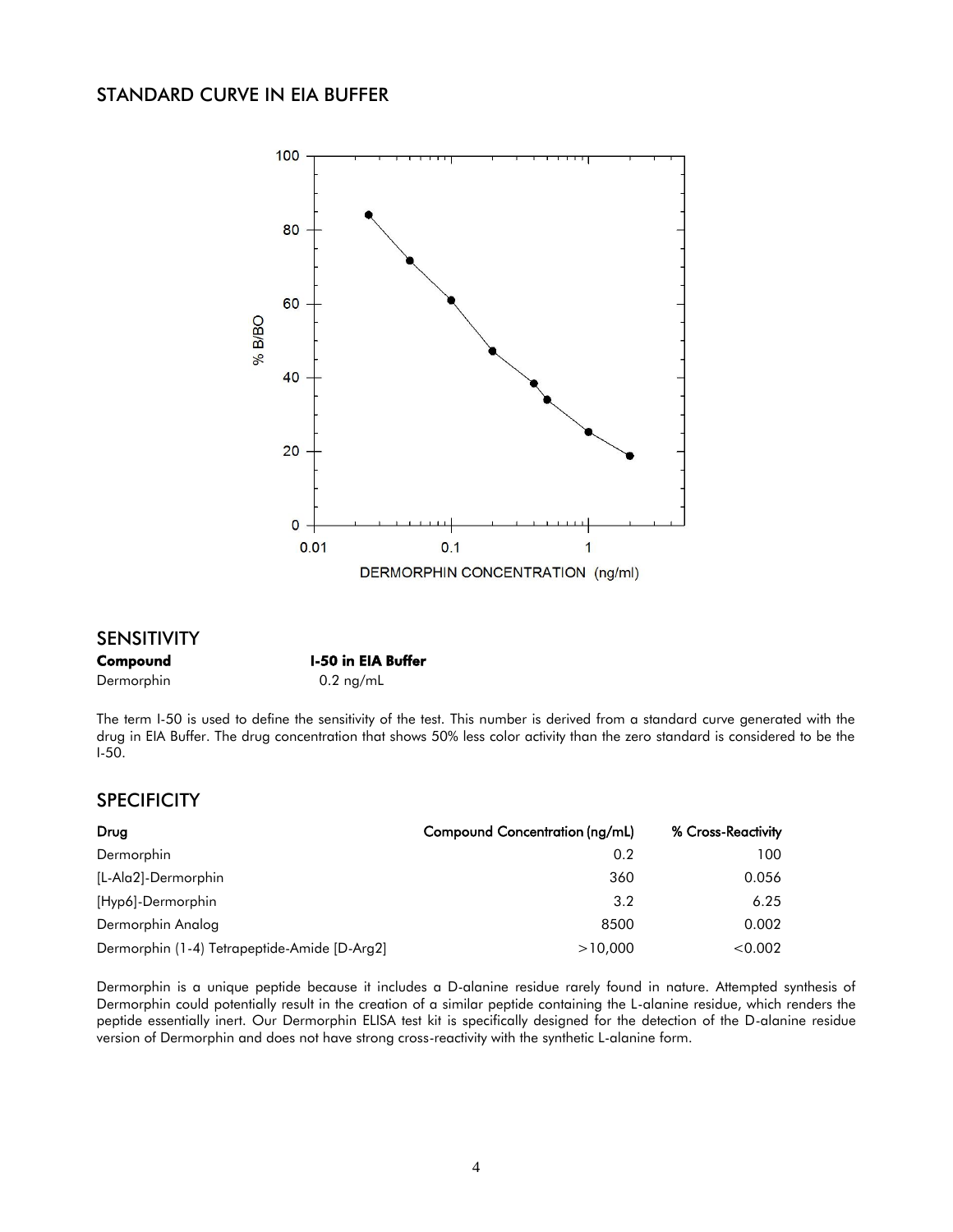## STANDARD CURVE IN EIA BUFFER

## SENSITIVITY

| Compound | I-50 in EIA Buffer |
|---|---|
| Dermorphin | 0.2 ng/mL |

The term I-50 is used to define the sensitivity of the test. This number is derived from a standard curve generated with the drug in EIA Buffer. The drug concentration that shows 50% less color activity than the zero standard is considered to be the I-50.

## SPECIFICITY

| Drug | Compound Concentration (ng/mL) | % Cross-Reactivity |
|---|---|---|
| Dermorphin | 0.2 | 100 |
| [L-Ala2]-Dermorphin | 360 | 0.056 |
| [Hyp6]-Dermorphin | 3.2 | 6.25 |
| Dermorphin Analog | 8500 | 0.002 |
| Dermorphin (1-4) Tetrapeptide-Amide [D-Arg2] | >10,000 | <0.002 |

Dermorphin is a unique peptide because it includes a D-alanine residue rarely found in nature. Attempted synthesis of Dermorphin could potentially result in the creation of a similar peptide containing the L-alanine residue, which renders the peptide essentially inert. Our Dermorphin ELISA test kit is specifically designed for the detection of the D-alanine residue version of Dermorphin and does not have strong cross-reactivity with the synthetic L-alanine form.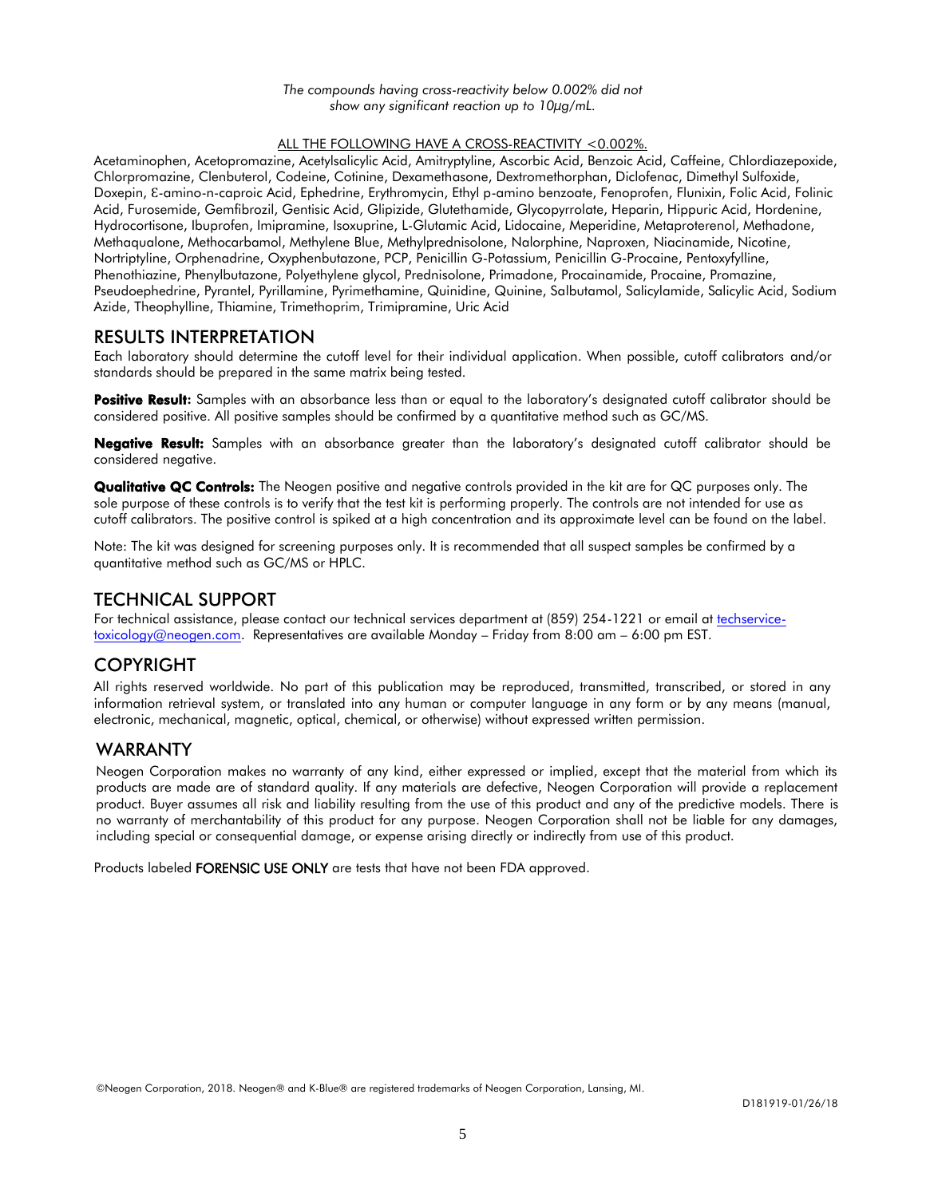*The compounds having cross-reactivity below 0.002% did not show any significant reaction up to 10µg/mL.*

ALL THE FOLLOWING HAVE A CROSS-REACTIVITY <0.002%.

Acetaminophen, Acetopromazine, Acetylsalicylic Acid, Amitryptyline, Ascorbic Acid, Benzoic Acid, Caffeine, Chlordiazepoxide, Chlorpromazine, Clenbuterol, Codeine, Cotinine, Dexamethasone, Dextromethorphan, Diclofenac, Dimethyl Sulfoxide, Doxepin, Ɛ-amino-n-caproic Acid, Ephedrine, Erythromycin, Ethyl p-amino benzoate, Fenoprofen, Flunixin, Folic Acid, Folinic Acid, Furosemide, Gemfibrozil, Gentisic Acid, Glipizide, Glutethamide, Glycopyrrolate, Heparin, Hippuric Acid, Hordenine, Hydrocortisone, Ibuprofen, Imipramine, Isoxuprine, L-Glutamic Acid, Lidocaine, Meperidine, Metaproterenol, Methadone, Methaqualone, Methocarbamol, Methylene Blue, Methylprednisolone, Nalorphine, Naproxen, Niacinamide, Nicotine, Nortriptyline, Orphenadrine, Oxyphenbutazone, PCP, Penicillin G-Potassium, Penicillin G-Procaine, Pentoxyfylline, Phenothiazine, Phenylbutazone, Polyethylene glycol, Prednisolone, Primadone, Procainamide, Procaine, Promazine, Pseudoephedrine, Pyrantel, Pyrillamine, Pyrimethamine, Quinidine, Quinine, Salbutamol, Salicylamide, Salicylic Acid, Sodium Azide, Theophylline, Thiamine, Trimethoprim, Trimipramine, Uric Acid

## RESULTS INTERPRETATION

Each laboratory should determine the cutoff level for their individual application. When possible, cutoff calibrators and/or standards should be prepared in the same matrix being tested.

**Positive Result:** Samples with an absorbance less than or equal to the laboratory's designated cutoff calibrator should be considered positive. All positive samples should be confirmed by a quantitative method such as GC/MS.

**Negative Result:** Samples with an absorbance greater than the laboratory's designated cutoff calibrator should be considered negative.

**Qualitative QC Controls:** The Neogen positive and negative controls provided in the kit are for QC purposes only. The sole purpose of these controls is to verify that the test kit is performing properly. The controls are not intended for use as cutoff calibrators. The positive control is spiked at a high concentration and its approximate level can be found on the label.

Note: The kit was designed for screening purposes only. It is recommended that all suspect samples be confirmed by a quantitative method such as GC/MS or HPLC.

## TECHNICAL SUPPORT

For technical assistance, please contact our technical services department at (859) 254-1221 or email at techservice-toxicology@neogen.com. Representatives are available Monday – Friday from 8:00 am – 6:00 pm EST.

## COPYRIGHT

All rights reserved worldwide. No part of this publication may be reproduced, transmitted, transcribed, or stored in any information retrieval system, or translated into any human or computer language in any form or by any means (manual, electronic, mechanical, magnetic, optical, chemical, or otherwise) without expressed written permission.

## WARRANTY

Neogen Corporation makes no warranty of any kind, either expressed or implied, except that the material from which its products are made are of standard quality. If any materials are defective, Neogen Corporation will provide a replacement product. Buyer assumes all risk and liability resulting from the use of this product and any of the predictive models. There is no warranty of merchantability of this product for any purpose. Neogen Corporation shall not be liable for any damages, including special or consequential damage, or expense arising directly or indirectly from use of this product.

Products labeled **FORENSIC USE ONLY** are tests that have not been FDA approved.

©Neogen Corporation, 2018. Neogen® and K-Blue® are registered trademarks of Neogen Corporation, Lansing, MI.

D181919-01/26/18